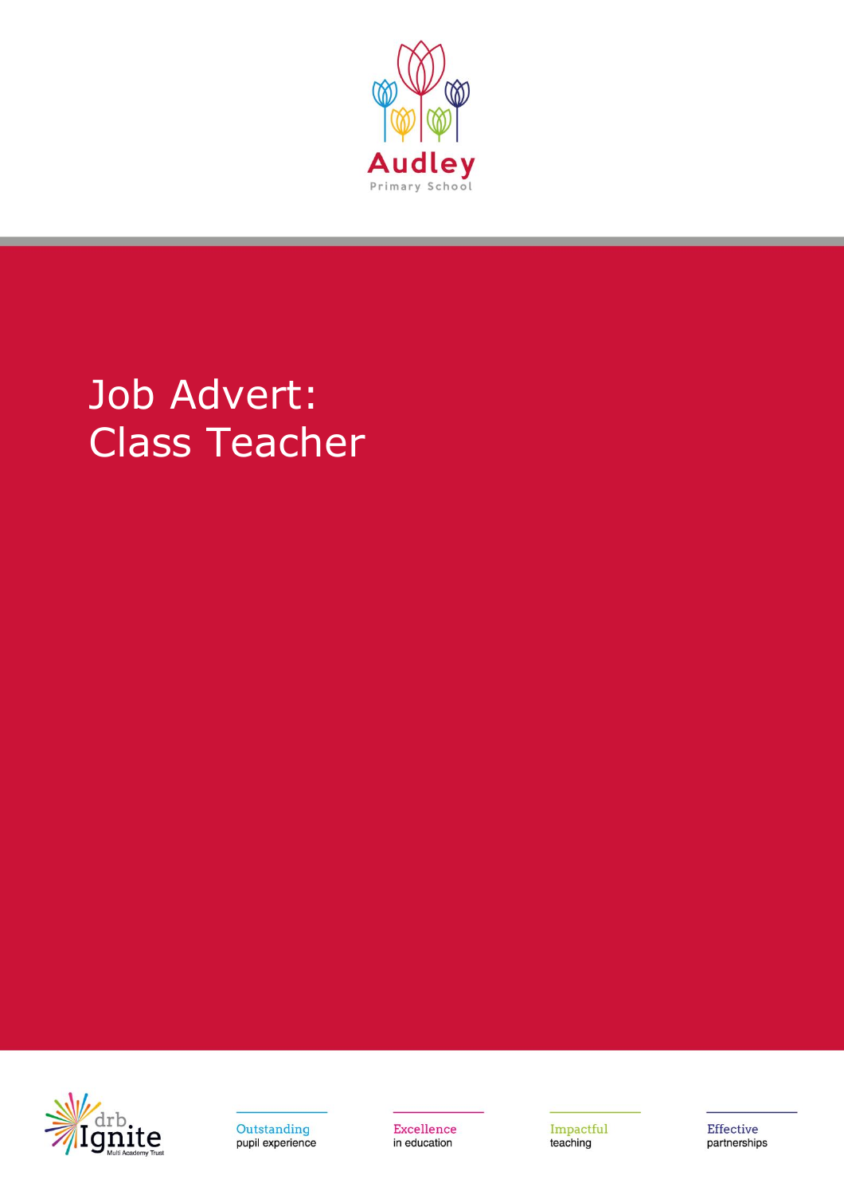Audley

Primary School

# Job Advert:
# Class Teacher

drb Ignite Multi Academy Trust

Outstanding
pupil experience

Excellence
in education

Impactful
teaching

Effective
partnerships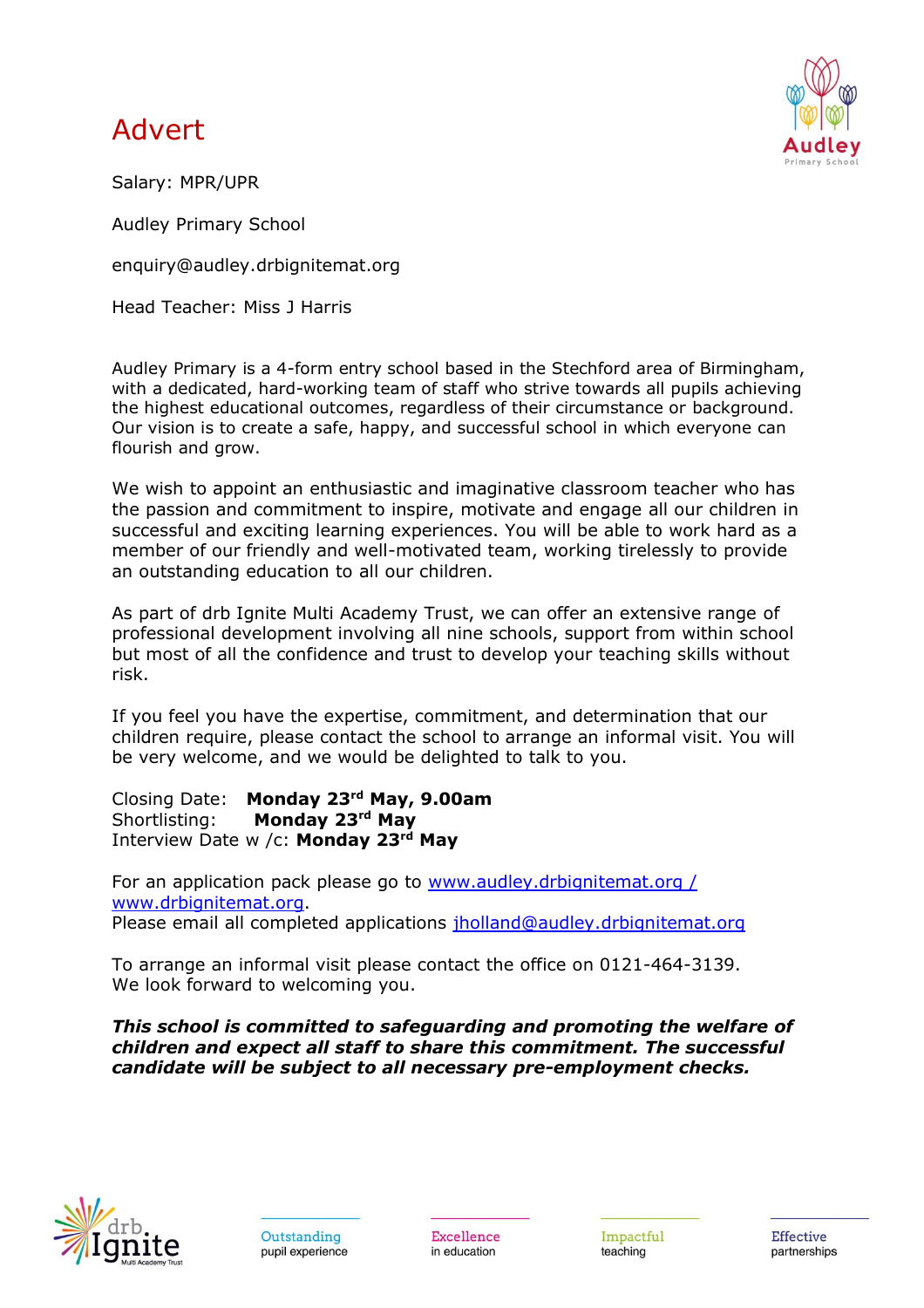# Advert

Salary: MPR/UPR

Audley Primary School

enquiry@audley.drbignitemat.org

Head Teacher: Miss J Harris

Audley Primary is a 4-form entry school based in the Stechford area of Birmingham, with a dedicated, hard-working team of staff who strive towards all pupils achieving the highest educational outcomes, regardless of their circumstance or background. Our vision is to create a safe, happy, and successful school in which everyone can flourish and grow.

We wish to appoint an enthusiastic and imaginative classroom teacher who has the passion and commitment to inspire, motivate and engage all our children in successful and exciting learning experiences. You will be able to work hard as a member of our friendly and well-motivated team, working tirelessly to provide an outstanding education to all our children.

As part of drb Ignite Multi Academy Trust, we can offer an extensive range of professional development involving all nine schools, support from within school but most of all the confidence and trust to develop your teaching skills without risk.

If you feel you have the expertise, commitment, and determination that our children require, please contact the school to arrange an informal visit. You will be very welcome, and we would be delighted to talk to you.

Closing Date: **Monday 23rd May, 9.00am**
Shortlisting: **Monday 23rd May**
Interview Date w /c: **Monday 23rd May**

For an application pack please go to www.audley.drbignitemat.org / www.drbignitemat.org.
Please email all completed applications jholland@audley.drbignitemat.org

To arrange an informal visit please contact the office on 0121-464-3139.
We look forward to welcoming you.

***This school is committed to safeguarding and promoting the welfare of children and expect all staff to share this commitment. The successful candidate will be subject to all necessary pre-employment checks.***

Outstanding pupil experience

Excellence in education

Impactful teaching

Effective partnerships